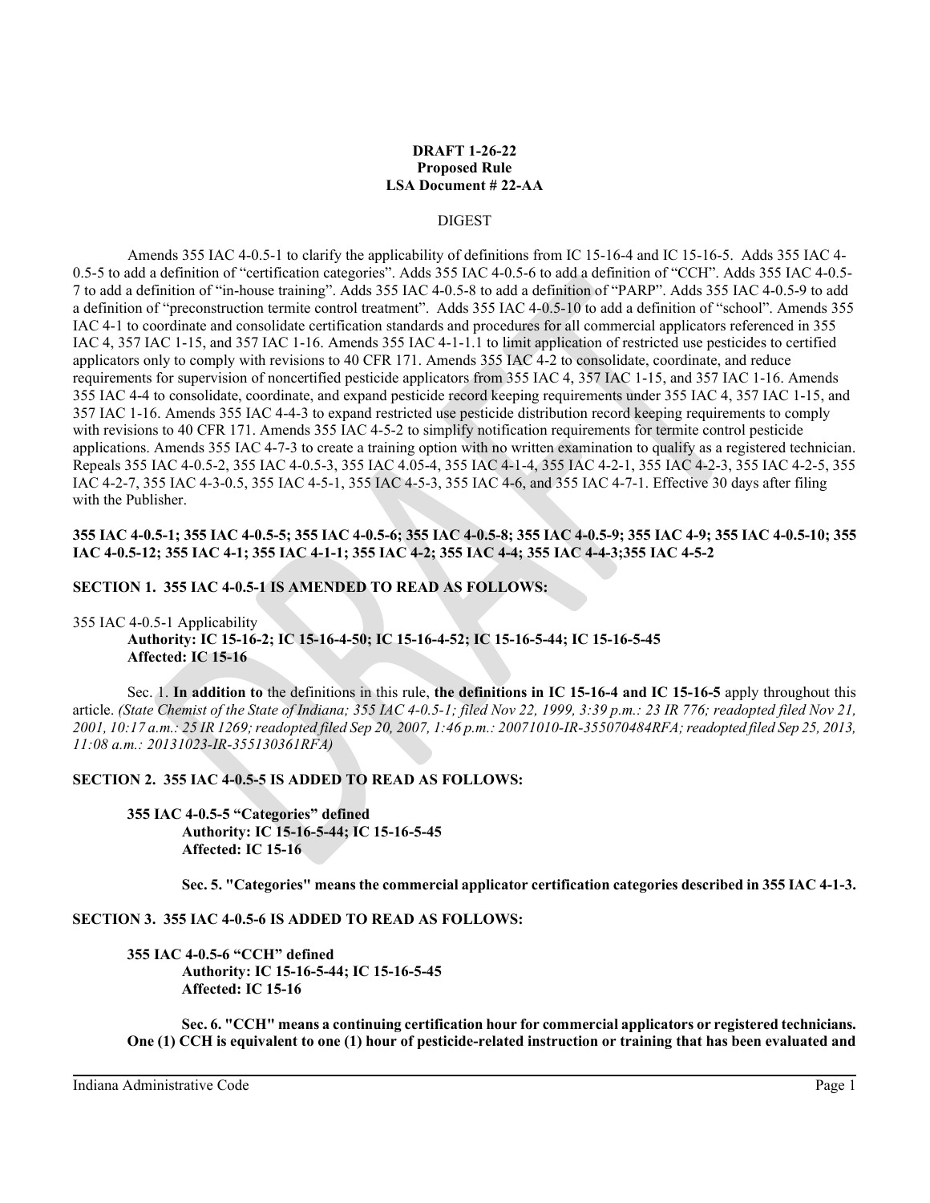**DRAFT 1-26-22**
**Proposed Rule**
**LSA Document # 22-AA**

DIGEST

Amends 355 IAC 4-0.5-1 to clarify the applicability of definitions from IC 15-16-4 and IC 15-16-5. Adds 355 IAC 4-0.5-5 to add a definition of "certification categories". Adds 355 IAC 4-0.5-6 to add a definition of "CCH". Adds 355 IAC 4-0.5-7 to add a definition of "in-house training". Adds 355 IAC 4-0.5-8 to add a definition of "PARP". Adds 355 IAC 4-0.5-9 to add a definition of "preconstruction termite control treatment". Adds 355 IAC 4-0.5-10 to add a definition of "school". Amends 355 IAC 4-1 to coordinate and consolidate certification standards and procedures for all commercial applicators referenced in 355 IAC 4, 357 IAC 1-15, and 357 IAC 1-16. Amends 355 IAC 4-1-1.1 to limit application of restricted use pesticides to certified applicators only to comply with revisions to 40 CFR 171. Amends 355 IAC 4-2 to consolidate, coordinate, and reduce requirements for supervision of noncertified pesticide applicators from 355 IAC 4, 357 IAC 1-15, and 357 IAC 1-16. Amends 355 IAC 4-4 to consolidate, coordinate, and expand pesticide record keeping requirements under 355 IAC 4, 357 IAC 1-15, and 357 IAC 1-16. Amends 355 IAC 4-4-3 to expand restricted use pesticide distribution record keeping requirements to comply with revisions to 40 CFR 171. Amends 355 IAC 4-5-2 to simplify notification requirements for termite control pesticide applications. Amends 355 IAC 4-7-3 to create a training option with no written examination to qualify as a registered technician. Repeals 355 IAC 4-0.5-2, 355 IAC 4-0.5-3, 355 IAC 4.05-4, 355 IAC 4-1-4, 355 IAC 4-2-1, 355 IAC 4-2-3, 355 IAC 4-2-5, 355 IAC 4-2-7, 355 IAC 4-3-0.5, 355 IAC 4-5-1, 355 IAC 4-5-3, 355 IAC 4-6, and 355 IAC 4-7-1. Effective 30 days after filing with the Publisher.

**355 IAC 4-0.5-1; 355 IAC 4-0.5-5; 355 IAC 4-0.5-6; 355 IAC 4-0.5-8; 355 IAC 4-0.5-9; 355 IAC 4-9; 355 IAC 4-0.5-10; 355 IAC 4-0.5-12; 355 IAC 4-1; 355 IAC 4-1-1; 355 IAC 4-2; 355 IAC 4-4; 355 IAC 4-4-3;355 IAC 4-5-2**

**SECTION 1. 355 IAC 4-0.5-1 IS AMENDED TO READ AS FOLLOWS:**

355 IAC 4-0.5-1 Applicability
**Authority: IC 15-16-2; IC 15-16-4-50; IC 15-16-4-52; IC 15-16-5-44; IC 15-16-5-45**
**Affected: IC 15-16**

Sec. 1. **In addition to** the definitions in this rule, **the definitions in IC 15-16-4 and IC 15-16-5** apply throughout this article. *(State Chemist of the State of Indiana; 355 IAC 4-0.5-1; filed Nov 22, 1999, 3:39 p.m.: 23 IR 776; readopted filed Nov 21, 2001, 10:17 a.m.: 25 IR 1269; readopted filed Sep 20, 2007, 1:46 p.m.: 20071010-IR-355070484RFA; readopted filed Sep 25, 2013, 11:08 a.m.: 20131023-IR-355130361RFA)*

**SECTION 2. 355 IAC 4-0.5-5 IS ADDED TO READ AS FOLLOWS:**

**355 IAC 4-0.5-5 "Categories" defined**
**Authority: IC 15-16-5-44; IC 15-16-5-45**
**Affected: IC 15-16**

**Sec. 5. "Categories" means the commercial applicator certification categories described in 355 IAC 4-1-3.**

**SECTION 3. 355 IAC 4-0.5-6 IS ADDED TO READ AS FOLLOWS:**

**355 IAC 4-0.5-6 "CCH" defined**
**Authority: IC 15-16-5-44; IC 15-16-5-45**
**Affected: IC 15-16**

**Sec. 6. "CCH" means a continuing certification hour for commercial applicators or registered technicians. One (1) CCH is equivalent to one (1) hour of pesticide-related instruction or training that has been evaluated and**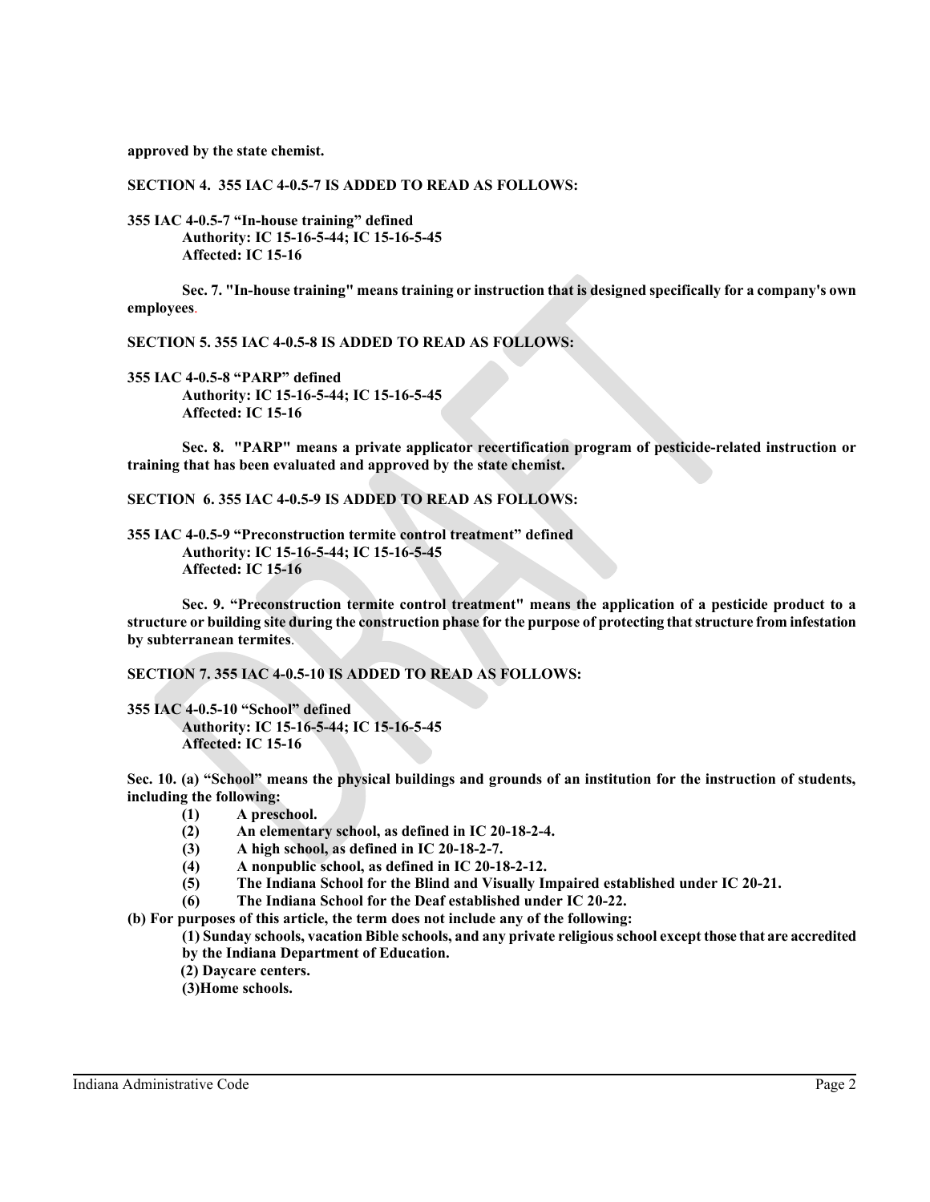**approved by the state chemist.**

**SECTION 4. 355 IAC 4-0.5-7 IS ADDED TO READ AS FOLLOWS:**

**355 IAC 4-0.5-7 "In-house training" defined**
**Authority: IC 15-16-5-44; IC 15-16-5-45**
**Affected: IC 15-16**

**Sec. 7. "In-house training" means training or instruction that is designed specifically for a company's own employees.**

**SECTION 5. 355 IAC 4-0.5-8 IS ADDED TO READ AS FOLLOWS:**

**355 IAC 4-0.5-8 "PARP" defined**
**Authority: IC 15-16-5-44; IC 15-16-5-45**
**Affected: IC 15-16**

**Sec. 8. "PARP" means a private applicator recertification program of pesticide-related instruction or training that has been evaluated and approved by the state chemist.**

**SECTION 6. 355 IAC 4-0.5-9 IS ADDED TO READ AS FOLLOWS:**

**355 IAC 4-0.5-9 "Preconstruction termite control treatment" defined**
**Authority: IC 15-16-5-44; IC 15-16-5-45**
**Affected: IC 15-16**

**Sec. 9. "Preconstruction termite control treatment" means the application of a pesticide product to a structure or building site during the construction phase for the purpose of protecting that structure from infestation by subterranean termites.**

**SECTION 7. 355 IAC 4-0.5-10 IS ADDED TO READ AS FOLLOWS:**

**355 IAC 4-0.5-10 "School" defined**
**Authority: IC 15-16-5-44; IC 15-16-5-45**
**Affected: IC 15-16**

**Sec. 10. (a) "School" means the physical buildings and grounds of an institution for the instruction of students, including the following:**

**(1) A preschool.**
**(2) An elementary school, as defined in IC 20-18-2-4.**
**(3) A high school, as defined in IC 20-18-2-7.**
**(4) A nonpublic school, as defined in IC 20-18-2-12.**
**(5) The Indiana School for the Blind and Visually Impaired established under IC 20-21.**
**(6) The Indiana School for the Deaf established under IC 20-22.**

**(b) For purposes of this article, the term does not include any of the following:**

**(1) Sunday schools, vacation Bible schools, and any private religious school except those that are accredited by the Indiana Department of Education.**
**(2) Daycare centers.**
**(3)Home schools.**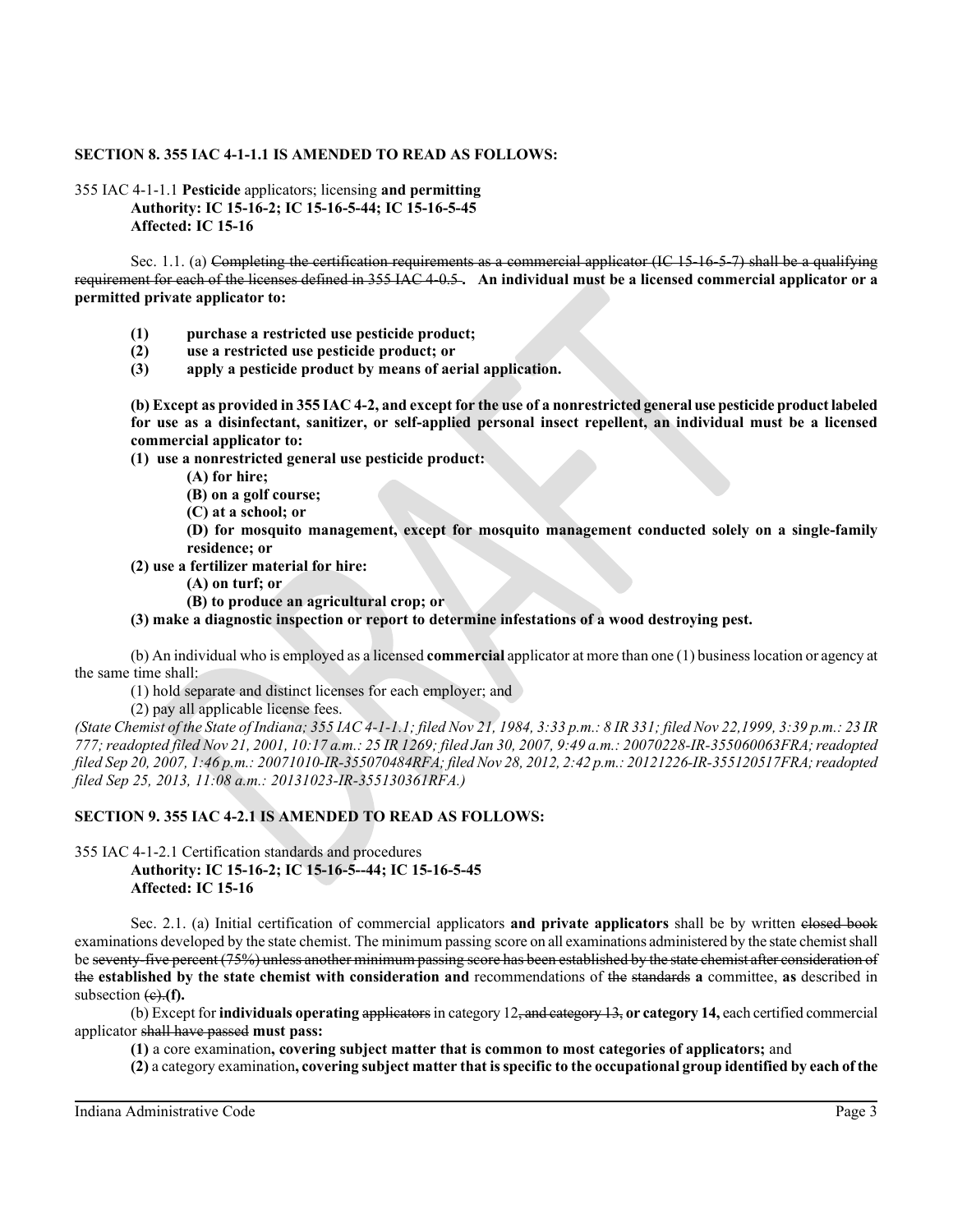**SECTION 8. 355 IAC 4-1-1.1 IS AMENDED TO READ AS FOLLOWS:**

355 IAC 4-1-1.1 **Pesticide** applicators; licensing **and permitting**
**Authority: IC 15-16-2; IC 15-16-5-44; IC 15-16-5-45**
**Affected: IC 15-16**

Sec. 1.1. (a) ~~Completing the certification requirements as a commercial applicator (IC 15-16-5-7) shall be a qualifying requirement for each of the licenses defined in 355 IAC 4-0.5 .~~ **An individual must be a licensed commercial applicator or a permitted private applicator to:**

**(1) purchase a restricted use pesticide product;**
**(2) use a restricted use pesticide product; or**
**(3) apply a pesticide product by means of aerial application.**

**(b) Except as provided in 355 IAC 4-2, and except for the use of a nonrestricted general use pesticide product labeled for use as a disinfectant, sanitizer, or self-applied personal insect repellent, an individual must be a licensed commercial applicator to:**

**(1) use a nonrestricted general use pesticide product:**
**(A) for hire;**
**(B) on a golf course;**
**(C) at a school; or**
**(D) for mosquito management, except for mosquito management conducted solely on a single-family residence; or**

**(2) use a fertilizer material for hire:**
**(A) on turf; or**
**(B) to produce an agricultural crop; or**

**(3) make a diagnostic inspection or report to determine infestations of a wood destroying pest.**

(b) An individual who is employed as a licensed **commercial** applicator at more than one (1) business location or agency at the same time shall:

(1) hold separate and distinct licenses for each employer; and
(2) pay all applicable license fees.

*(State Chemist of the State of Indiana; 355 IAC 4-1-1.1; filed Nov 21, 1984, 3:33 p.m.: 8 IR 331; filed Nov 22,1999, 3:39 p.m.: 23 IR 777; readopted filed Nov 21, 2001, 10:17 a.m.: 25 IR 1269; filed Jan 30, 2007, 9:49 a.m.: 20070228-IR-355060063FRA; readopted filed Sep 20, 2007, 1:46 p.m.: 20071010-IR-355070484RFA; filed Nov 28, 2012, 2:42 p.m.: 20121226-IR-355120517FRA; readopted filed Sep 25, 2013, 11:08 a.m.: 20131023-IR-355130361RFA.)*

**SECTION 9. 355 IAC 4-2.1 IS AMENDED TO READ AS FOLLOWS:**

355 IAC 4-1-2.1 Certification standards and procedures
**Authority: IC 15-16-2; IC 15-16-5--44; IC 15-16-5-45**
**Affected: IC 15-16**

Sec. 2.1. (a) Initial certification of commercial applicators **and private applicators** shall be by written ~~closed book~~ examinations developed by the state chemist. The minimum passing score on all examinations administered by the state chemist shall be ~~seventy-five percent (75%) unless another minimum passing score has been established by the state chemist after consideration of the~~ **established by the state chemist with consideration and** recommendations of ~~the standards~~ **a** committee, **as** described in subsection ~~(e).~~**(f).**

(b) Except for **individuals operating** ~~applicators~~ in category 12~~, and category 13,~~ **or category 14,** each certified commercial applicator ~~shall have passed~~ **must pass:**

**(1)** a core examination**, covering subject matter that is common to most categories of applicators;** and
**(2)** a category examination**, covering subject matter that is specific to the occupational group identified by each of the**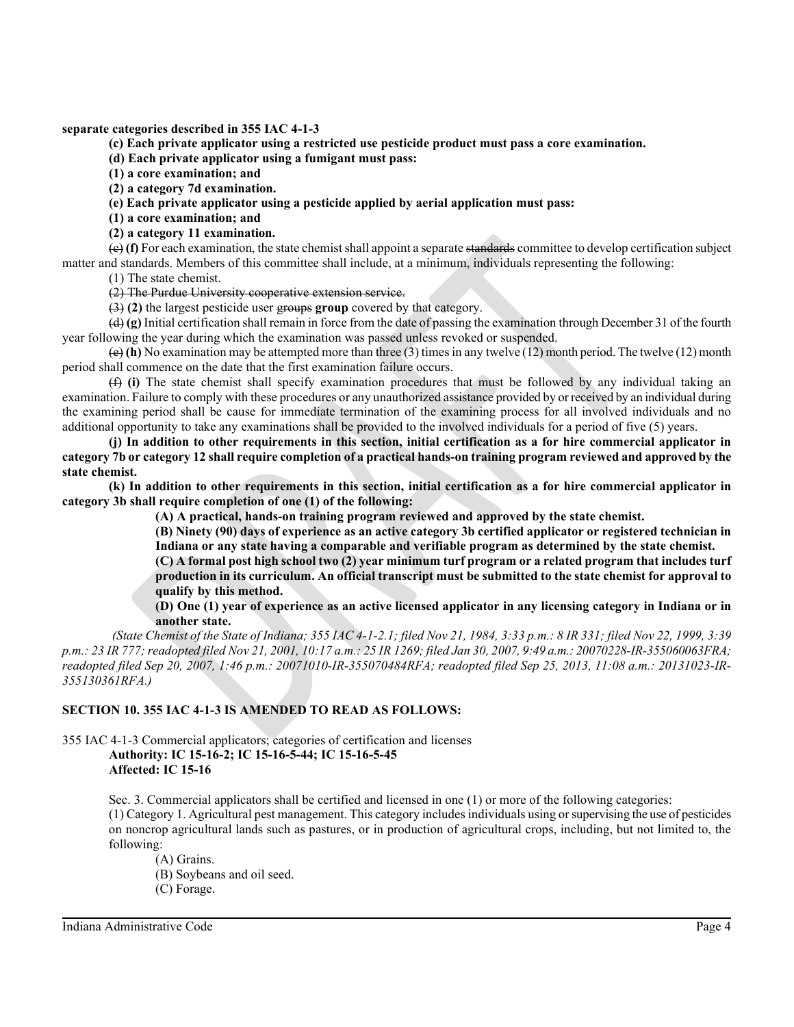**separate categories described in 355 IAC 4-1-3**

**(c) Each private applicator using a restricted use pesticide product must pass a core examination.**

**(d) Each private applicator using a fumigant must pass:**

**(1) a core examination; and**

**(2) a category 7d examination.**

**(e) Each private applicator using a pesticide applied by aerial application must pass:**

**(1) a core examination; and**

**(2) a category 11 examination.**

~~(c)~~ **(f)** For each examination, the state chemist shall appoint a separate ~~standards~~ committee to develop certification subject matter and standards. Members of this committee shall include, at a minimum, individuals representing the following:

(1) The state chemist.

~~(2) The Purdue University cooperative extension service.~~

~~(3)~~ **(2)** the largest pesticide user ~~groups~~ **group** covered by that category.

~~(d)~~ **(g)** Initial certification shall remain in force from the date of passing the examination through December 31 of the fourth year following the year during which the examination was passed unless revoked or suspended.

~~(e)~~ **(h)** No examination may be attempted more than three (3) times in any twelve (12) month period. The twelve (12) month period shall commence on the date that the first examination failure occurs.

~~(f)~~ **(i)** The state chemist shall specify examination procedures that must be followed by any individual taking an examination. Failure to comply with these procedures or any unauthorized assistance provided by or received by an individual during the examining period shall be cause for immediate termination of the examining process for all involved individuals and no additional opportunity to take any examinations shall be provided to the involved individuals for a period of five (5) years.

**(j) In addition to other requirements in this section, initial certification as a for hire commercial applicator in category 7b or category 12 shall require completion of a practical hands-on training program reviewed and approved by the state chemist.**

**(k) In addition to other requirements in this section, initial certification as a for hire commercial applicator in category 3b shall require completion of one (1) of the following:**

**(A) A practical, hands-on training program reviewed and approved by the state chemist.**

**(B) Ninety (90) days of experience as an active category 3b certified applicator or registered technician in Indiana or any state having a comparable and verifiable program as determined by the state chemist.**

**(C) A formal post high school two (2) year minimum turf program or a related program that includes turf production in its curriculum. An official transcript must be submitted to the state chemist for approval to qualify by this method.**

**(D) One (1) year of experience as an active licensed applicator in any licensing category in Indiana or in another state.**

*(State Chemist of the State of Indiana; 355 IAC 4-1-2.1; filed Nov 21, 1984, 3:33 p.m.: 8 IR 331; filed Nov 22, 1999, 3:39 p.m.: 23 IR 777; readopted filed Nov 21, 2001, 10:17 a.m.: 25 IR 1269; filed Jan 30, 2007, 9:49 a.m.: 20070228-IR-355060063FRA; readopted filed Sep 20, 2007, 1:46 p.m.: 20071010-IR-355070484RFA; readopted filed Sep 25, 2013, 11:08 a.m.: 20131023-IR-355130361RFA.)*

**SECTION 10. 355 IAC 4-1-3 IS AMENDED TO READ AS FOLLOWS:**

355 IAC 4-1-3 Commercial applicators; categories of certification and licenses
**Authority: IC 15-16-2; IC 15-16-5-44; IC 15-16-5-45**
**Affected: IC 15-16**

Sec. 3. Commercial applicators shall be certified and licensed in one (1) or more of the following categories:

(1) Category 1. Agricultural pest management. This category includes individuals using or supervising the use of pesticides on noncrop agricultural lands such as pastures, or in production of agricultural crops, including, but not limited to, the following:

(A) Grains.

(B) Soybeans and oil seed.

(C) Forage.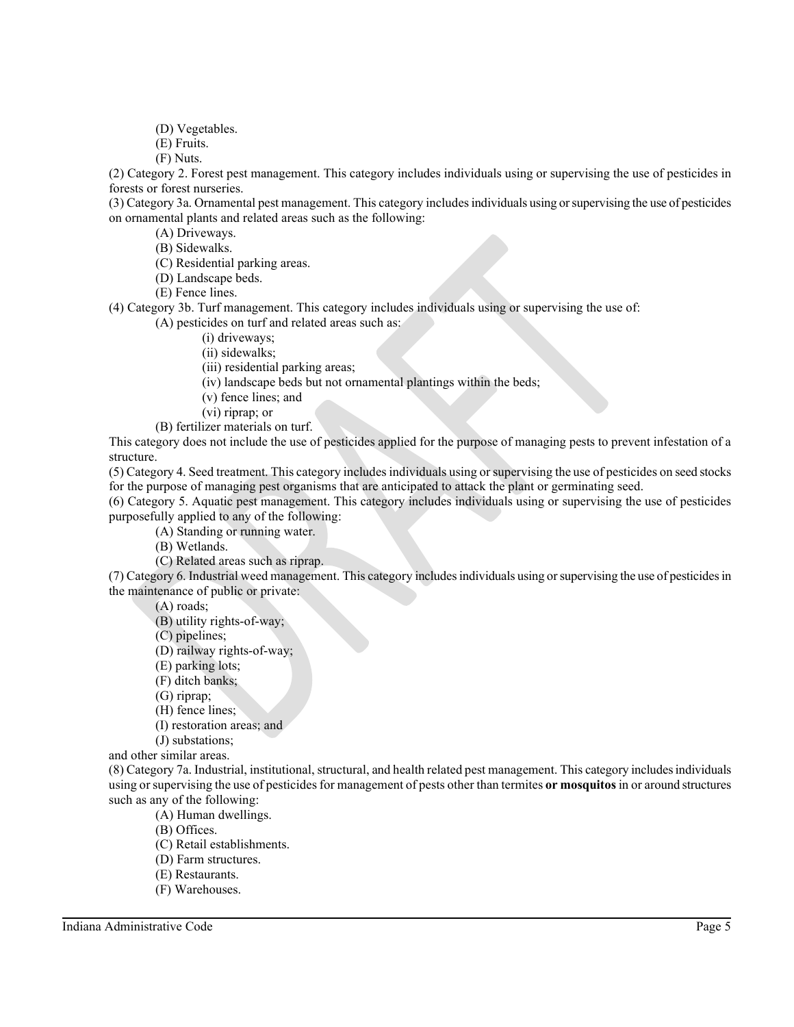(D) Vegetables.

(E) Fruits.

(F) Nuts.

(2) Category 2. Forest pest management. This category includes individuals using or supervising the use of pesticides in forests or forest nurseries.

(3) Category 3a. Ornamental pest management. This category includes individuals using or supervising the use of pesticides on ornamental plants and related areas such as the following:

(A) Driveways.

(B) Sidewalks.

(C) Residential parking areas.

(D) Landscape beds.

(E) Fence lines.

(4) Category 3b. Turf management. This category includes individuals using or supervising the use of:

(A) pesticides on turf and related areas such as:

(i) driveways;

(ii) sidewalks;

(iii) residential parking areas;

(iv) landscape beds but not ornamental plantings within the beds;

(v) fence lines; and

(vi) riprap; or

(B) fertilizer materials on turf.

This category does not include the use of pesticides applied for the purpose of managing pests to prevent infestation of a structure.

(5) Category 4. Seed treatment. This category includes individuals using or supervising the use of pesticides on seed stocks for the purpose of managing pest organisms that are anticipated to attack the plant or germinating seed.

(6) Category 5. Aquatic pest management. This category includes individuals using or supervising the use of pesticides purposefully applied to any of the following:

(A) Standing or running water.

(B) Wetlands.

(C) Related areas such as riprap.

(7) Category 6. Industrial weed management. This category includes individuals using or supervising the use of pesticides in the maintenance of public or private:

(A) roads;

(B) utility rights-of-way;

(C) pipelines;

(D) railway rights-of-way;

(E) parking lots;

(F) ditch banks;

(G) riprap;

(H) fence lines;

(I) restoration areas; and

(J) substations;

and other similar areas.

(8) Category 7a. Industrial, institutional, structural, and health related pest management. This category includes individuals using or supervising the use of pesticides for management of pests other than termites **or mosquitos** in or around structures such as any of the following:

(A) Human dwellings.

(B) Offices.

(C) Retail establishments.

(D) Farm structures.

(E) Restaurants.

(F) Warehouses.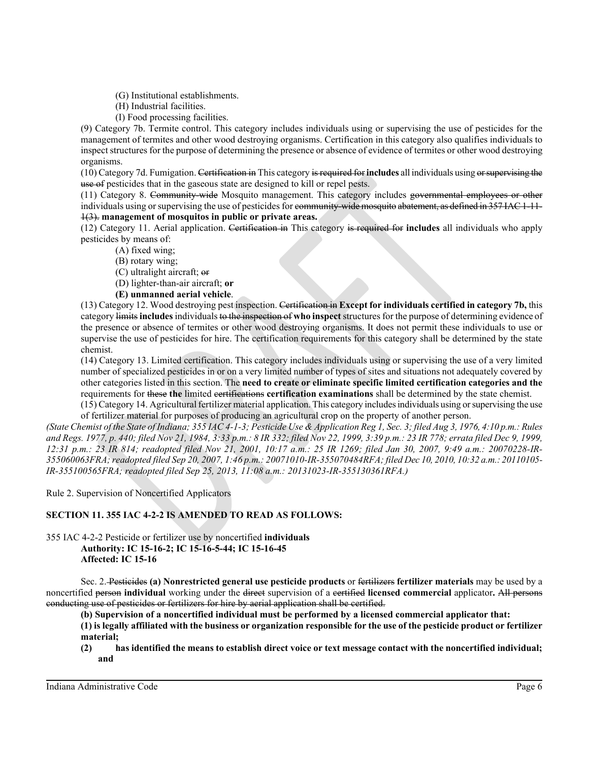(G) Institutional establishments.

(H) Industrial facilities.

(I) Food processing facilities.

(9) Category 7b. Termite control. This category includes individuals using or supervising the use of pesticides for the management of termites and other wood destroying organisms. Certification in this category also qualifies individuals to inspect structures for the purpose of determining the presence or absence of evidence of termites or other wood destroying organisms.

(10) Category 7d. Fumigation. ~~Certification in~~ This category ~~is required for~~ **includes** all individuals using ~~or supervising the use of~~ pesticides that in the gaseous state are designed to kill or repel pests.

(11) Category 8. ~~Community-wide~~ Mosquito management. This category includes ~~governmental employees or other~~ individuals using or supervising the use of pesticides for ~~community-wide mosquito abatement, as defined in 357 IAC 1-11-1(3).~~ **management of mosquitos in public or private areas.**

(12) Category 11. Aerial application. ~~Certification in~~ This category ~~is required for~~ **includes** all individuals who apply pesticides by means of:

(A) fixed wing;

(B) rotary wing;

(C) ultralight aircraft; ~~or~~

(D) lighter-than-air aircraft; **or**

**(E) unmanned aerial vehicle**.

(13) Category 12. Wood destroying pest inspection. ~~Certification in~~ **Except for individuals certified in category 7b,** this category ~~limits~~ **includes** individuals ~~to the inspection of~~ **who inspect** structures for the purpose of determining evidence of the presence or absence of termites or other wood destroying organisms. It does not permit these individuals to use or supervise the use of pesticides for hire. The certification requirements for this category shall be determined by the state chemist.

(14) Category 13. Limited certification. This category includes individuals using or supervising the use of a very limited number of specialized pesticides in or on a very limited number of types of sites and situations not adequately covered by other categories listed in this section. The **need to create or eliminate specific limited certification categories and the** requirements for ~~these~~ **the** limited ~~certifications~~ **certification examinations** shall be determined by the state chemist.

(15) Category 14. Agricultural fertilizer material application. This category includes individuals using or supervising the use of fertilizer material for purposes of producing an agricultural crop on the property of another person.

*(State Chemist of the State of Indiana; 355 IAC 4-1-3; Pesticide Use & Application Reg 1, Sec. 3; filed Aug 3, 1976, 4:10 p.m.: Rules and Regs. 1977, p. 440; filed Nov 21, 1984, 3:33 p.m.: 8 IR 332; filed Nov 22, 1999, 3:39 p.m.: 23 IR 778; errata filed Dec 9, 1999, 12:31 p.m.: 23 IR 814; readopted filed Nov 21, 2001, 10:17 a.m.: 25 IR 1269; filed Jan 30, 2007, 9:49 a.m.: 20070228-IR-355060063FRA; readopted filed Sep 20, 2007, 1:46 p.m.: 20071010-IR-355070484RFA; filed Dec 10, 2010, 10:32 a.m.: 20110105-IR-355100565FRA; readopted filed Sep 25, 2013, 11:08 a.m.: 20131023-IR-355130361RFA.)*

Rule 2. Supervision of Noncertified Applicators

**SECTION 11. 355 IAC 4-2-2 IS AMENDED TO READ AS FOLLOWS:**

355 IAC 4-2-2 Pesticide or fertilizer use by noncertified **individuals**
**Authority: IC 15-16-2; IC 15-16-5-44; IC 15-16-45**
**Affected: IC 15-16**

Sec. 2. ~~Pesticides~~ **(a) Nonrestricted general use pesticide products** or ~~fertilizers~~ **fertilizer materials** may be used by a noncertified ~~person~~ **individual** working under the ~~direct~~ supervision of a ~~certified~~ **licensed commercial** applicator**.** ~~All persons conducting use of pesticides or fertilizers for hire by aerial application shall be certified.~~

**(b) Supervision of a noncertified individual must be performed by a licensed commercial applicator that:**

**(1) is legally affiliated with the business or organization responsible for the use of the pesticide product or fertilizer material;**

**(2) has identified the means to establish direct voice or text message contact with the noncertified individual; and**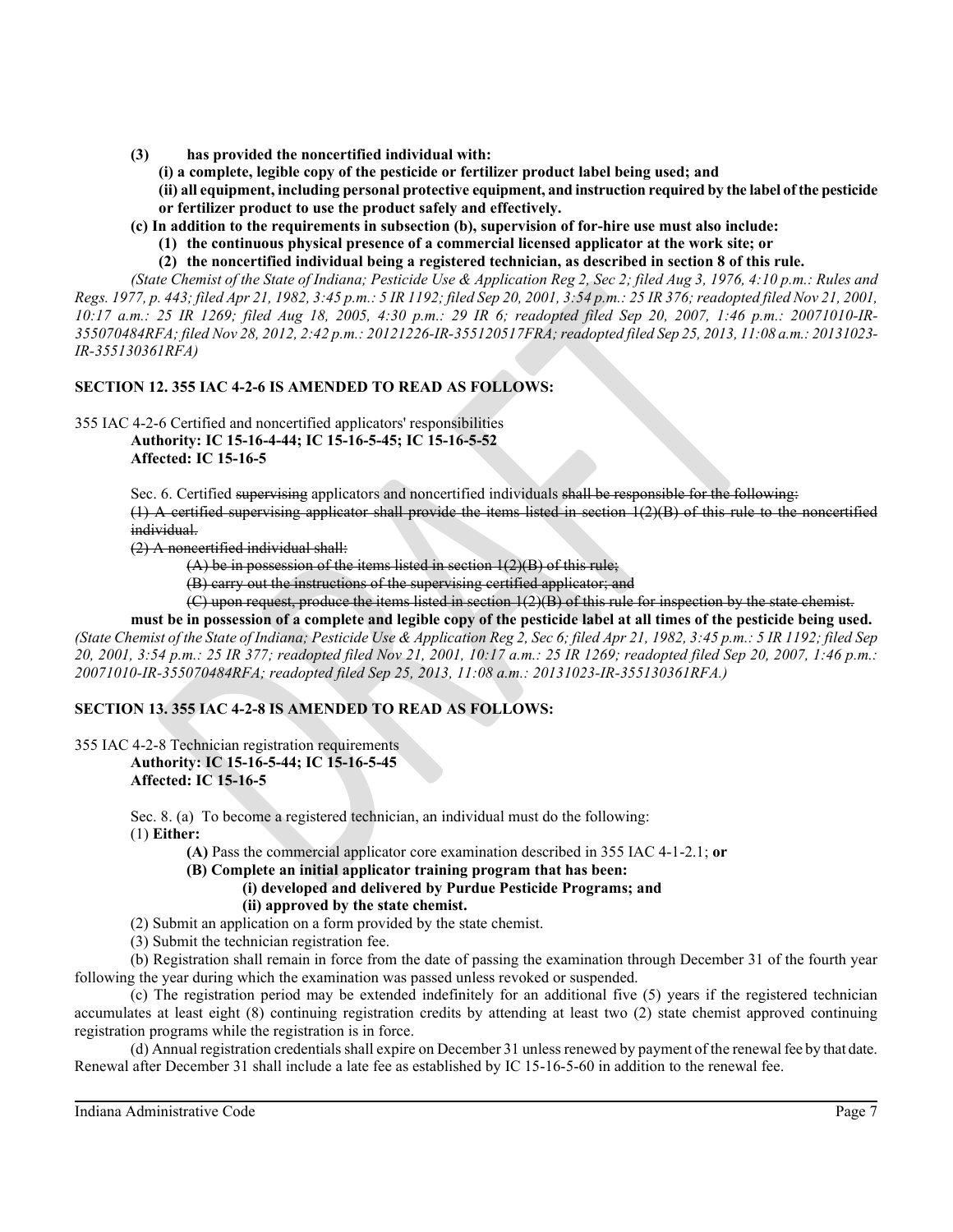**(3) has provided the noncertified individual with:**

**(i) a complete, legible copy of the pesticide or fertilizer product label being used; and**

**(ii) all equipment, including personal protective equipment, and instruction required by the label of the pesticide or fertilizer product to use the product safely and effectively.**

**(c) In addition to the requirements in subsection (b), supervision of for-hire use must also include:**

**(1) the continuous physical presence of a commercial licensed applicator at the work site; or**

**(2) the noncertified individual being a registered technician, as described in section 8 of this rule.**

*(State Chemist of the State of Indiana; Pesticide Use & Application Reg 2, Sec 2; filed Aug 3, 1976, 4:10 p.m.: Rules and Regs. 1977, p. 443; filed Apr 21, 1982, 3:45 p.m.: 5 IR 1192; filed Sep 20, 2001, 3:54 p.m.: 25 IR 376; readopted filed Nov 21, 2001, 10:17 a.m.: 25 IR 1269; filed Aug 18, 2005, 4:30 p.m.: 29 IR 6; readopted filed Sep 20, 2007, 1:46 p.m.: 20071010-IR-355070484RFA; filed Nov 28, 2012, 2:42 p.m.: 20121226-IR-355120517FRA; readopted filed Sep 25, 2013, 11:08 a.m.: 20131023-IR-355130361RFA)*

**SECTION 12. 355 IAC 4-2-6 IS AMENDED TO READ AS FOLLOWS:**

355 IAC 4-2-6 Certified and noncertified applicators' responsibilities

**Authority: IC 15-16-4-44; IC 15-16-5-45; IC 15-16-5-52**
**Affected: IC 15-16-5**

Sec. 6. Certified ~~supervising~~ applicators and noncertified individuals ~~shall be responsible for the following:~~
~~(1) A certified supervising applicator shall provide the items listed in section 1(2)(B) of this rule to the noncertified individual.~~
~~(2) A noncertified individual shall:~~
~~(A) be in possession of the items listed in section 1(2)(B) of this rule;~~
~~(B) carry out the instructions of the supervising certified applicator; and~~
~~(C) upon request, produce the items listed in section 1(2)(B) of this rule for inspection by the state chemist.~~

**must be in possession of a complete and legible copy of the pesticide label at all times of the pesticide being used.**

*(State Chemist of the State of Indiana; Pesticide Use & Application Reg 2, Sec 6; filed Apr 21, 1982, 3:45 p.m.: 5 IR 1192; filed Sep 20, 2001, 3:54 p.m.: 25 IR 377; readopted filed Nov 21, 2001, 10:17 a.m.: 25 IR 1269; readopted filed Sep 20, 2007, 1:46 p.m.: 20071010-IR-355070484RFA; readopted filed Sep 25, 2013, 11:08 a.m.: 20131023-IR-355130361RFA.)*

**SECTION 13. 355 IAC 4-2-8 IS AMENDED TO READ AS FOLLOWS:**

355 IAC 4-2-8 Technician registration requirements

**Authority: IC 15-16-5-44; IC 15-16-5-45**
**Affected: IC 15-16-5**

Sec. 8. (a) To become a registered technician, an individual must do the following:

(1) **Either:**

**(A)** Pass the commercial applicator core examination described in 355 IAC 4-1-2.1; **or**

**(B) Complete an initial applicator training program that has been:**

**(i) developed and delivered by Purdue Pesticide Programs; and**

**(ii) approved by the state chemist.**

(2) Submit an application on a form provided by the state chemist.

(3) Submit the technician registration fee.

(b) Registration shall remain in force from the date of passing the examination through December 31 of the fourth year following the year during which the examination was passed unless revoked or suspended.

(c) The registration period may be extended indefinitely for an additional five (5) years if the registered technician accumulates at least eight (8) continuing registration credits by attending at least two (2) state chemist approved continuing registration programs while the registration is in force.

(d) Annual registration credentials shall expire on December 31 unless renewed by payment of the renewal fee by that date. Renewal after December 31 shall include a late fee as established by IC 15-16-5-60 in addition to the renewal fee.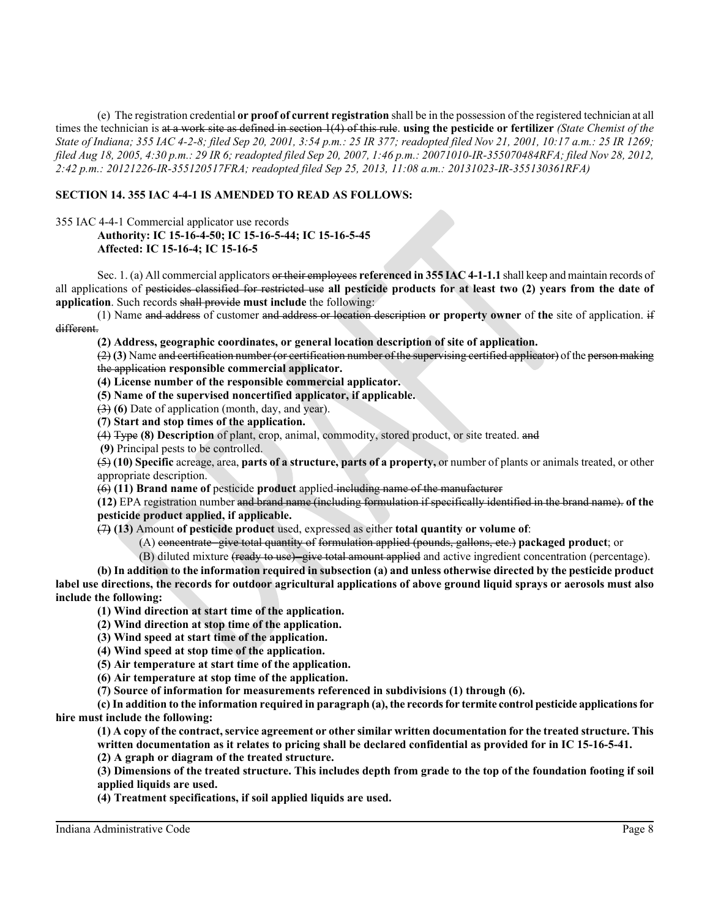(e) The registration credential **or proof of current registration** shall be in the possession of the registered technician at all times the technician is ~~at a work site as defined in section 1(4) of this rule~~. **using the pesticide or fertilizer** *(State Chemist of the State of Indiana; 355 IAC 4-2-8; filed Sep 20, 2001, 3:54 p.m.: 25 IR 377; readopted filed Nov 21, 2001, 10:17 a.m.: 25 IR 1269; filed Aug 18, 2005, 4:30 p.m.: 29 IR 6; readopted filed Sep 20, 2007, 1:46 p.m.: 20071010-IR-355070484RFA; filed Nov 28, 2012, 2:42 p.m.: 20121226-IR-355120517FRA; readopted filed Sep 25, 2013, 11:08 a.m.: 20131023-IR-355130361RFA)*

**SECTION 14. 355 IAC 4-4-1 IS AMENDED TO READ AS FOLLOWS:**

355 IAC 4-4-1 Commercial applicator use records

**Authority: IC 15-16-4-50; IC 15-16-5-44; IC 15-16-5-45**
**Affected: IC 15-16-4; IC 15-16-5**

Sec. 1. (a) All commercial applicators ~~or their employees~~ **referenced in 355 IAC 4-1-1.1** shall keep and maintain records of all applications of ~~pesticides classified for restricted use~~ **all pesticide products for at least two (2) years from the date of application**. Such records ~~shall provide~~ **must include** the following:

(1) Name ~~and address~~ of customer ~~and address or location description~~ **or property owner** of **the** site of application. ~~if different.~~

**(2) Address, geographic coordinates, or general location description of site of application.**

~~(2)~~ **(3)** Name ~~and certification number (or certification number of the supervising certified applicator)~~ of the ~~person making the application~~ **responsible commercial applicator.**

**(4) License number of the responsible commercial applicator.**

**(5) Name of the supervised noncertified applicator, if applicable.**

~~(3)~~ **(6)** Date of application (month, day, and year).

**(7) Start and stop times of the application.**

~~(4)~~ ~~Type~~ **(8) Description** of plant, crop, animal, commodity, stored product, or site treated. ~~and~~

**(9)** Principal pests to be controlled.

~~(5)~~ **(10) Specific** acreage, area, **parts of a structure, parts of a property,** or number of plants or animals treated, or other appropriate description.

~~(6)~~ **(11) Brand name of** pesticide **product** applied ~~including name of the manufacturer~~

**(12)** EPA registration number ~~and brand name (including formulation if specifically identified in the brand name).~~ **of the pesticide product applied, if applicable.**

~~(7)~~ **(13)** Amount **of pesticide product** used, expressed as either **total quantity or volume of**:

(A) ~~concentrate--give total quantity of formulation applied (pounds, gallons, etc.)~~ **packaged product**; or

(B) diluted mixture ~~(ready to use)--give total amount applied~~ and active ingredient concentration (percentage).

**(b) In addition to the information required in subsection (a) and unless otherwise directed by the pesticide product label use directions, the records for outdoor agricultural applications of above ground liquid sprays or aerosols must also include the following:**

**(1) Wind direction at start time of the application.**

**(2) Wind direction at stop time of the application.**

**(3) Wind speed at start time of the application.**

**(4) Wind speed at stop time of the application.**

**(5) Air temperature at start time of the application.**

**(6) Air temperature at stop time of the application.**

**(7) Source of information for measurements referenced in subdivisions (1) through (6).**

**(c) In addition to the information required in paragraph (a), the records for termite control pesticide applications for hire must include the following:**

**(1) A copy of the contract, service agreement or other similar written documentation for the treated structure. This written documentation as it relates to pricing shall be declared confidential as provided for in IC 15-16-5-41.**

**(2) A graph or diagram of the treated structure.**

**(3) Dimensions of the treated structure. This includes depth from grade to the top of the foundation footing if soil applied liquids are used.**

**(4) Treatment specifications, if soil applied liquids are used.**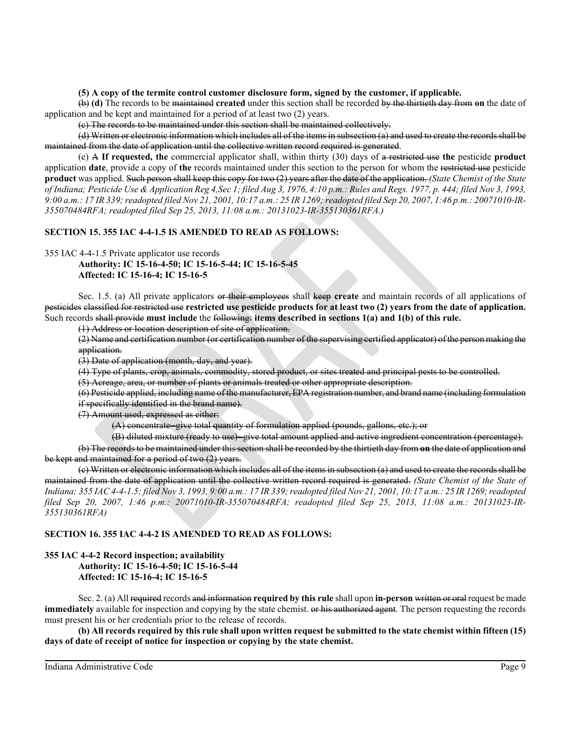**(5) A copy of the termite control customer disclosure form, signed by the customer, if applicable.**

~~(b)~~ **(d)** The records to be ~~maintained~~ **created** under this section shall be recorded ~~by the thirtieth day from~~ **on** the date of application and be kept and maintained for a period of at least two (2) years.

~~(c) The records to be maintained under this section shall be maintained collectively.~~

~~(d) Written or electronic information which includes all of the items in subsection (a) and used to create the records shall be maintained from the date of application until the collective written record required is generated.~~

(e) ~~A~~ **If requested, the** commercial applicator shall, within thirty (30) days of ~~a restricted use~~ **the** pesticide **product** application **date**, provide a copy of **the** records maintained under this section to the person for whom the ~~restricted use~~ pesticide **product** was applied. ~~Such person shall keep this copy for two (2) years after the date of the application.~~ *(State Chemist of the State of Indiana; Pesticide Use & Application Reg 4,Sec 1; filed Aug 3, 1976, 4:10 p.m.: Rules and Regs. 1977, p. 444; filed Nov 3, 1993, 9:00 a.m.: 17 IR 339; readopted filed Nov 21, 2001, 10:17 a.m.: 25 IR 1269; readopted filed Sep 20, 2007, 1:46 p.m.: 20071010-IR-355070484RFA; readopted filed Sep 25, 2013, 11:08 a.m.: 20131023-IR-355130361RFA.)*

**SECTION 15. 355 IAC 4-4-1.5 IS AMENDED TO READ AS FOLLOWS:**

355 IAC 4-4-1.5 Private applicator use records
**Authority: IC 15-16-4-50; IC 15-16-5-44; IC 15-16-5-45**
**Affected: IC 15-16-4; IC 15-16-5**

Sec. 1.5. (a) All private applicators ~~or their employees~~ shall ~~keep~~ **create** and maintain records of all applications of ~~pesticides classified for restricted use~~ **restricted use pesticide products for at least two (2) years from the date of application.** Such records ~~shall provide~~ **must include** the ~~following:~~ **items described in sections 1(a) and 1(b) of this rule.**

~~(1) Address or location description of site of application.~~

~~(2) Name and certification number (or certification number of the supervising certified applicator) of the person making the application.~~

~~(3) Date of application (month, day, and year).~~

~~(4) Type of plants, crop, animals, commodity, stored product, or sites treated and principal pests to be controlled.~~

~~(5) Acreage, area, or number of plants or animals treated or other appropriate description.~~

~~(6) Pesticide applied, including name of the manufacturer, EPA registration number, and brand name (including formulation if specifically identified in the brand name).~~

~~(7) Amount used, expressed as either:~~

~~(A) concentrate—give total quantity of formulation applied (pounds, gallons, etc.); or~~

~~(B) diluted mixture (ready to use)—give total amount applied and active ingredient concentration (percentage).~~

~~(b) The records to be maintained under this section shall be recorded by the thirtieth day from~~ **on** ~~the date of application and be kept and maintained for a period of two (2) years.~~

~~(c) Written or electronic information which includes all of the items in subsection (a) and used to create the records shall be maintained from the date of application until the collective written record required is generated.~~ *(State Chemist of the State of Indiana; 355 IAC 4-4-1.5; filed Nov 3, 1993, 9:00 a.m.: 17 IR 339; readopted filed Nov 21, 2001, 10:17 a.m.: 25 IR 1269; readopted filed Sep 20, 2007, 1:46 p.m.: 20071010-IR-355070484RFA; readopted filed Sep 25, 2013, 11:08 a.m.: 20131023-IR-355130361RFA)*

**SECTION 16. 355 IAC 4-4-2 IS AMENDED TO READ AS FOLLOWS:**

**355 IAC 4-4-2 Record inspection; availability**
**Authority: IC 15-16-4-50; IC 15-16-5-44**
**Affected: IC 15-16-4; IC 15-16-5**

Sec. 2. (a) All ~~required~~ records ~~and information~~ **required by this rule** shall upon **in-person** ~~written or oral~~ request be made **immediately** available for inspection and copying by the state chemist. ~~or his authorized agent~~. The person requesting the records must present his or her credentials prior to the release of records.

**(b) All records required by this rule shall upon written request be submitted to the state chemist within fifteen (15) days of date of receipt of notice for inspection or copying by the state chemist.**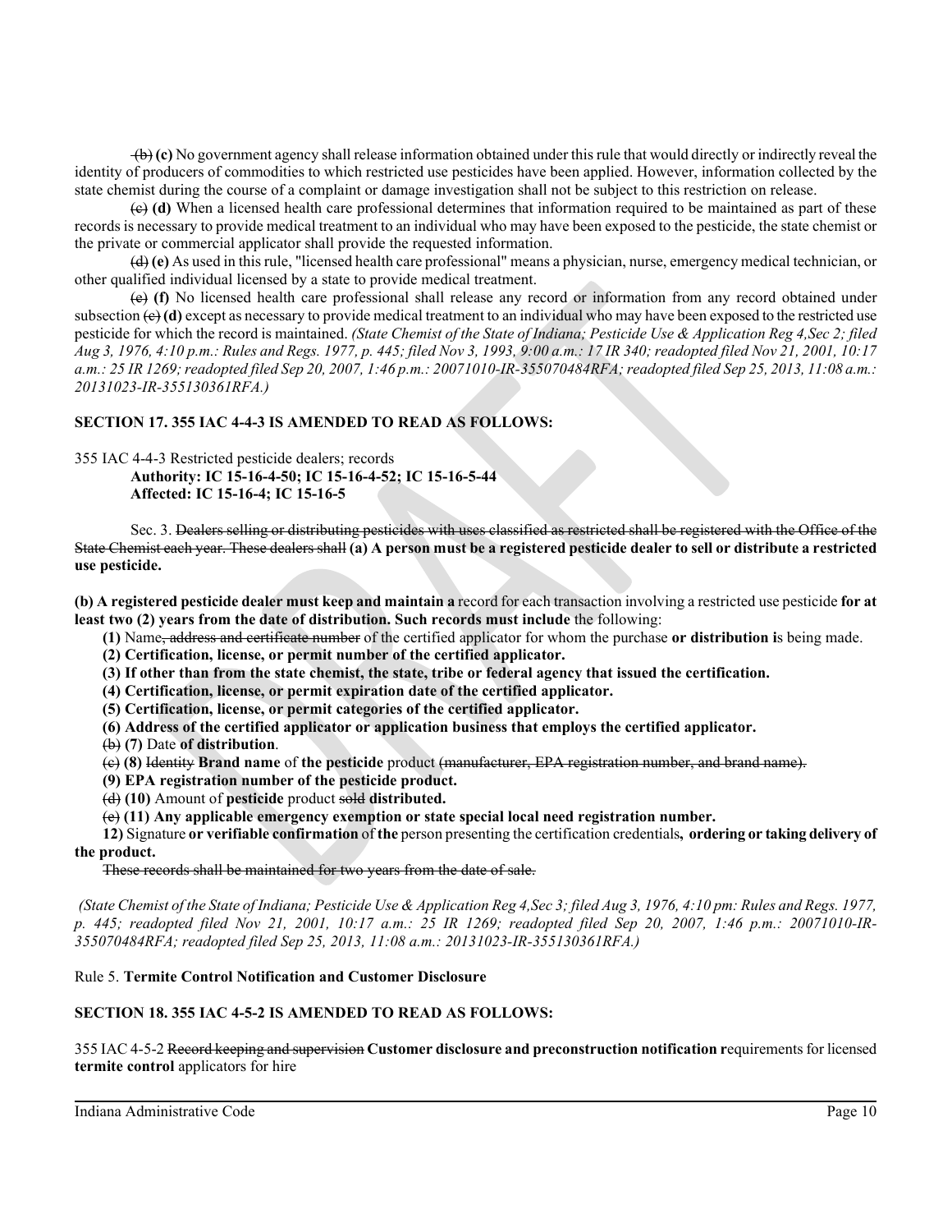~~(b)~~ **(c)** No government agency shall release information obtained under this rule that would directly or indirectly reveal the identity of producers of commodities to which restricted use pesticides have been applied. However, information collected by the state chemist during the course of a complaint or damage investigation shall not be subject to this restriction on release.

~~(c)~~ **(d)** When a licensed health care professional determines that information required to be maintained as part of these records is necessary to provide medical treatment to an individual who may have been exposed to the pesticide, the state chemist or the private or commercial applicator shall provide the requested information.

~~(d)~~ **(e)** As used in this rule, "licensed health care professional" means a physician, nurse, emergency medical technician, or other qualified individual licensed by a state to provide medical treatment.

~~(e)~~ **(f)** No licensed health care professional shall release any record or information from any record obtained under subsection ~~(c)~~ **(d)** except as necessary to provide medical treatment to an individual who may have been exposed to the restricted use pesticide for which the record is maintained. *(State Chemist of the State of Indiana; Pesticide Use & Application Reg 4,Sec 2; filed Aug 3, 1976, 4:10 p.m.: Rules and Regs. 1977, p. 445; filed Nov 3, 1993, 9:00 a.m.: 17 IR 340; readopted filed Nov 21, 2001, 10:17 a.m.: 25 IR 1269; readopted filed Sep 20, 2007, 1:46 p.m.: 20071010-IR-355070484RFA; readopted filed Sep 25, 2013, 11:08 a.m.: 20131023-IR-355130361RFA.)*

**SECTION 17. 355 IAC 4-4-3 IS AMENDED TO READ AS FOLLOWS:**

355 IAC 4-4-3 Restricted pesticide dealers; records
**Authority: IC 15-16-4-50; IC 15-16-4-52; IC 15-16-5-44**
**Affected: IC 15-16-4; IC 15-16-5**

Sec. 3. ~~Dealers selling or distributing pesticides with uses classified as restricted shall be registered with the Office of the State Chemist each year. These dealers shall~~ **(a) A person must be a registered pesticide dealer to sell or distribute a restricted use pesticide.**

**(b) A registered pesticide dealer must keep and maintain a** record for each transaction involving a restricted use pesticide **for at least two (2) years from the date of distribution. Such records must include** the following:

**(1)** Name~~, address and certificate number~~ of the certified applicator for whom the purchase **or distribution i**s being made.
**(2) Certification, license, or permit number of the certified applicator.**
**(3) If other than from the state chemist, the state, tribe or federal agency that issued the certification.**
**(4) Certification, license, or permit expiration date of the certified applicator.**
**(5) Certification, license, or permit categories of the certified applicator.**
**(6) Address of the certified applicator or application business that employs the certified applicator.**
~~(b)~~ **(7)** Date **of distribution**.
~~(c)~~ **(8)** ~~Identity~~ **Brand name** of **the pesticide** product ~~(manufacturer, EPA registration number, and brand name).~~
**(9) EPA registration number of the pesticide product.**
~~(d)~~ **(10)** Amount of **pesticide** product ~~sold~~ **distributed.**
~~(e)~~ **(11) Any applicable emergency exemption or state special local need registration number.**
**12)** Signature **or verifiable confirmation** of **the** person presenting the certification credentials**, ordering or taking delivery of the product.**

~~These records shall be maintained for two years from the date of sale.~~

*(State Chemist of the State of Indiana; Pesticide Use & Application Reg 4,Sec 3; filed Aug 3, 1976, 4:10 pm: Rules and Regs. 1977, p. 445; readopted filed Nov 21, 2001, 10:17 a.m.: 25 IR 1269; readopted filed Sep 20, 2007, 1:46 p.m.: 20071010-IR-355070484RFA; readopted filed Sep 25, 2013, 11:08 a.m.: 20131023-IR-355130361RFA.)*

Rule 5. **Termite Control Notification and Customer Disclosure**

**SECTION 18. 355 IAC 4-5-2 IS AMENDED TO READ AS FOLLOWS:**

355 IAC 4-5-2 ~~Record keeping and supervision~~ **Customer disclosure and preconstruction notification r**equirements for licensed **termite control** applicators for hire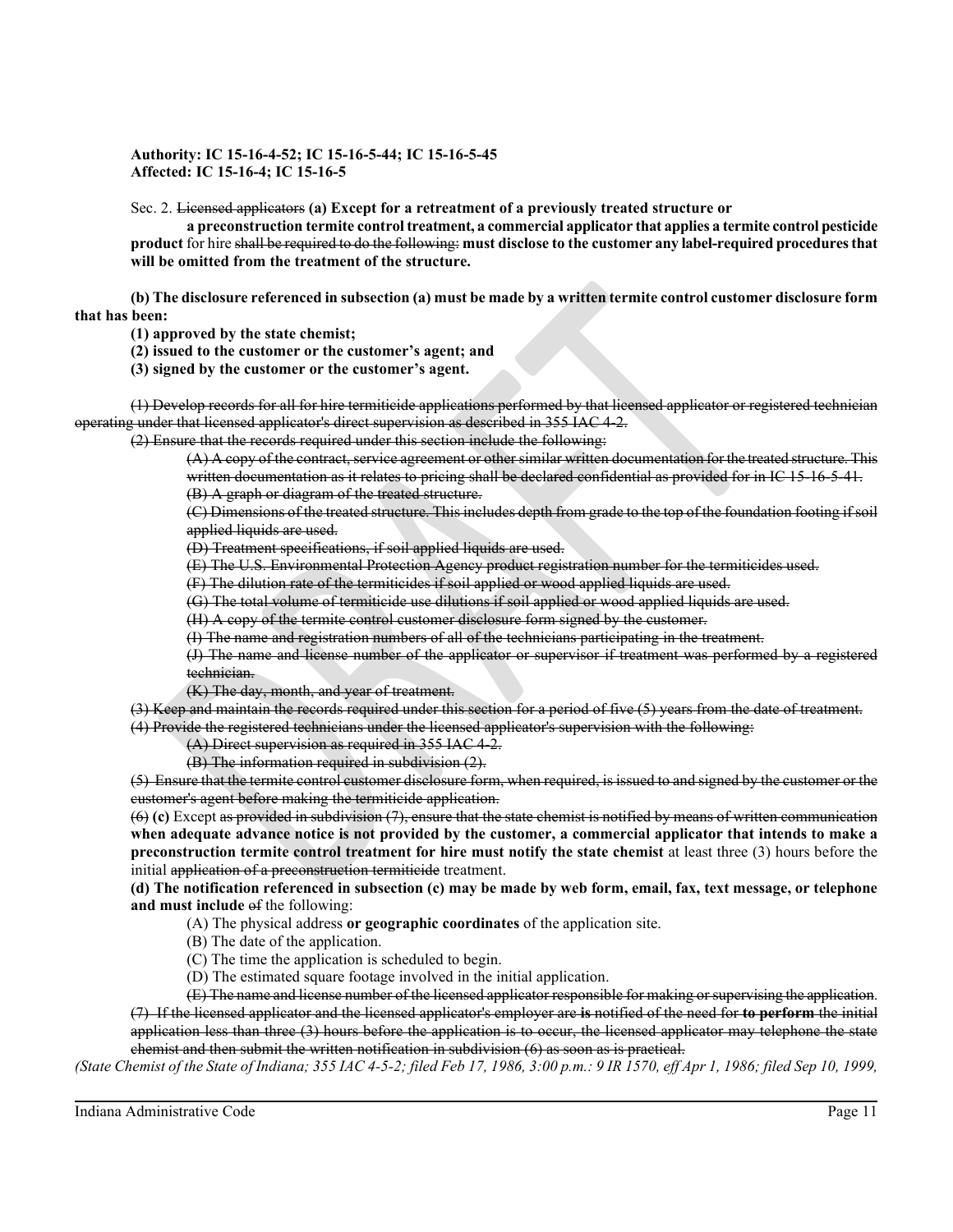**Authority: IC 15-16-4-52; IC 15-16-5-44; IC 15-16-5-45**
**Affected: IC 15-16-4; IC 15-16-5**

Sec. 2. ~~Licensed applicators~~ **(a) Except for a retreatment of a previously treated structure or a preconstruction termite control treatment, a commercial applicator that applies a termite control pesticide product** for hire ~~shall be required to do the following:~~ **must disclose to the customer any label-required procedures that will be omitted from the treatment of the structure.**

**(b) The disclosure referenced in subsection (a) must be made by a written termite control customer disclosure form that has been:**

**(1) approved by the state chemist;**
**(2) issued to the customer or the customer's agent; and**
**(3) signed by the customer or the customer's agent.**

~~(1) Develop records for all for hire termiticide applications performed by that licensed applicator or registered technician operating under that licensed applicator's direct supervision as described in 355 IAC 4-2.~~

~~(2) Ensure that the records required under this section include the following:~~

~~(A) A copy of the contract, service agreement or other similar written documentation for the treated structure. This written documentation as it relates to pricing shall be declared confidential as provided for in IC 15-16-5-41.~~
~~(B) A graph or diagram of the treated structure.~~
~~(C) Dimensions of the treated structure. This includes depth from grade to the top of the foundation footing if soil applied liquids are used.~~
~~(D) Treatment specifications, if soil applied liquids are used.~~
~~(E) The U.S. Environmental Protection Agency product registration number for the termiticides used.~~
~~(F) The dilution rate of the termiticides if soil applied or wood applied liquids are used.~~
~~(G) The total volume of termiticide use dilutions if soil applied or wood applied liquids are used.~~
~~(H) A copy of the termite control customer disclosure form signed by the customer.~~
~~(I) The name and registration numbers of all of the technicians participating in the treatment.~~
~~(J) The name and license number of the applicator or supervisor if treatment was performed by a registered technician.~~
~~(K) The day, month, and year of treatment.~~

~~(3) Keep and maintain the records required under this section for a period of five (5) years from the date of treatment.~~

~~(4) Provide the registered technicians under the licensed applicator's supervision with the following:~~

~~(A) Direct supervision as required in 355 IAC 4-2.~~
~~(B) The information required in subdivision (2).~~

~~(5) Ensure that the termite control customer disclosure form, when required, is issued to and signed by the customer or the customer's agent before making the termiticide application.~~

~~(6)~~ **(c)** Except ~~as provided in subdivision (7), ensure that the state chemist is notified by means of written communication~~ **when adequate advance notice is not provided by the customer, a commercial applicator that intends to make a preconstruction termite control treatment for hire must notify the state chemist** at least three (3) hours before the initial ~~application of a preconstruction termiticide~~ treatment.

**(d) The notification referenced in subsection (c) may be made by web form, email, fax, text message, or telephone and must include** ~~of~~ the following:

(A) The physical address **or geographic coordinates** of the application site.
(B) The date of the application.
(C) The time the application is scheduled to begin.
(D) The estimated square footage involved in the initial application.
~~(E) The name and license number of the licensed applicator responsible for making or supervising the application.~~

~~(7) If the licensed applicator and the licensed applicator's employer are~~ **is** ~~notified of the need for~~ **to perform** ~~the initial application less than three (3) hours before the application is to occur, the licensed applicator may telephone the state chemist and then submit the written notification in subdivision (6) as soon as is practical.~~

*(State Chemist of the State of Indiana; 355 IAC 4-5-2; filed Feb 17, 1986, 3:00 p.m.: 9 IR 1570, eff Apr 1, 1986; filed Sep 10, 1999,*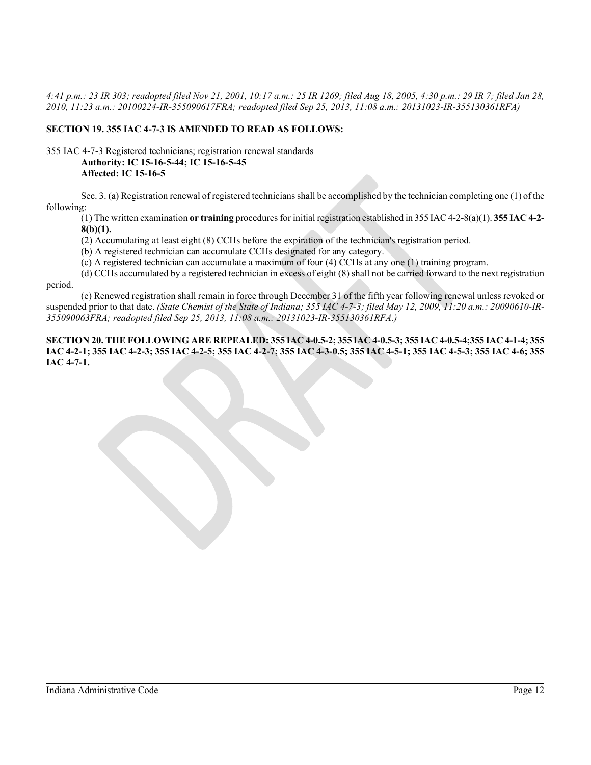*4:41 p.m.: 23 IR 303; readopted filed Nov 21, 2001, 10:17 a.m.: 25 IR 1269; filed Aug 18, 2005, 4:30 p.m.: 29 IR 7; filed Jan 28, 2010, 11:23 a.m.: 20100224-IR-355090617FRA; readopted filed Sep 25, 2013, 11:08 a.m.: 20131023-IR-355130361RFA)*

**SECTION 19. 355 IAC 4-7-3 IS AMENDED TO READ AS FOLLOWS:**

355 IAC 4-7-3 Registered technicians; registration renewal standards
**Authority: IC 15-16-5-44; IC 15-16-5-45**
**Affected: IC 15-16-5**

Sec. 3. (a) Registration renewal of registered technicians shall be accomplished by the technician completing one (1) of the following:

(1) The written examination **or training** procedures for initial registration established in ~~355 IAC 4-2-8(a)(1).~~ **355 IAC 4-2-8(b)(1).**

(2) Accumulating at least eight (8) CCHs before the expiration of the technician's registration period.

(b) A registered technician can accumulate CCHs designated for any category.

(c) A registered technician can accumulate a maximum of four (4) CCHs at any one (1) training program.

(d) CCHs accumulated by a registered technician in excess of eight (8) shall not be carried forward to the next registration period.

(e) Renewed registration shall remain in force through December 31 of the fifth year following renewal unless revoked or suspended prior to that date. *(State Chemist of the State of Indiana; 355 IAC 4-7-3; filed May 12, 2009, 11:20 a.m.: 20090610-IR-355090063FRA; readopted filed Sep 25, 2013, 11:08 a.m.: 20131023-IR-355130361RFA.)*

**SECTION 20. THE FOLLOWING ARE REPEALED: 355 IAC 4-0.5-2; 355 IAC 4-0.5-3; 355 IAC 4-0.5-4;355 IAC 4-1-4; 355 IAC 4-2-1; 355 IAC 4-2-3; 355 IAC 4-2-5; 355 IAC 4-2-7; 355 IAC 4-3-0.5; 355 IAC 4-5-1; 355 IAC 4-5-3; 355 IAC 4-6; 355 IAC 4-7-1.**